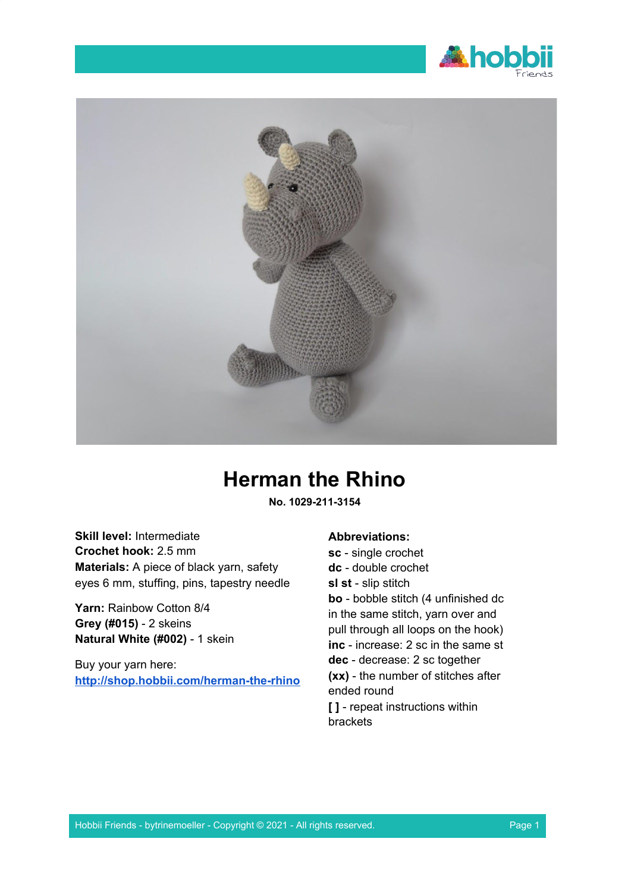# Herman the Rhino

**No. 1029-211-3154**

**Skill level:** Intermediate
**Crochet hook:** 2.5 mm
**Materials:** A piece of black yarn, safety eyes 6 mm, stuffing, pins, tapestry needle

**Yarn:** Rainbow Cotton 8/4
**Grey (#015)** - 2 skeins
**Natural White (#002)** - 1 skein

Buy your yarn here:
[http://shop.hobbii.com/herman-the-rhino](http://shop.hobbii.com/herman-the-rhino)

**Abbreviations:**

**sc** - single crochet
**dc** - double crochet
**sl st** - slip stitch
**bo** - bobble stitch (4 unfinished dc in the same stitch, yarn over and pull through all loops on the hook)
**inc** - increase: 2 sc in the same st
**dec** - decrease: 2 sc together
**(xx)** - the number of stitches after ended round
**[ ]** - repeat instructions within brackets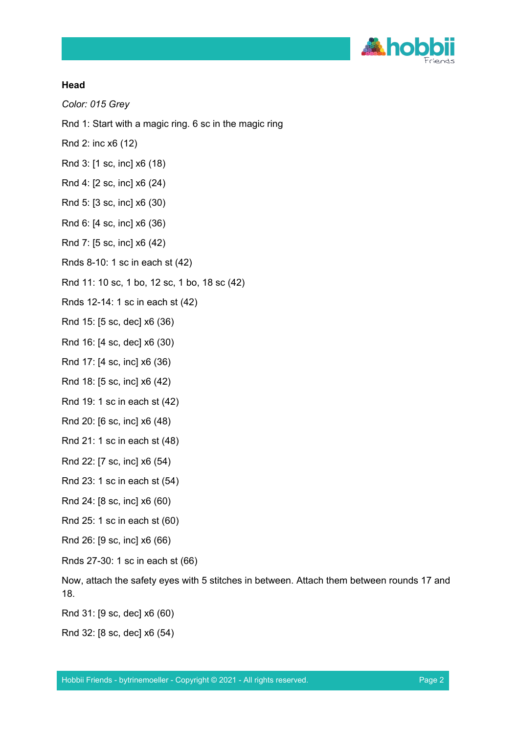**Head**

*Color: 015 Grey*

Rnd 1: Start with a magic ring. 6 sc in the magic ring

Rnd 2: inc x6 (12)

Rnd 3: [1 sc, inc] x6 (18)

Rnd 4: [2 sc, inc] x6 (24)

Rnd 5: [3 sc, inc] x6 (30)

Rnd 6: [4 sc, inc] x6 (36)

Rnd 7: [5 sc, inc] x6 (42)

Rnds 8-10: 1 sc in each st (42)

Rnd 11: 10 sc, 1 bo, 12 sc, 1 bo, 18 sc (42)

Rnds 12-14: 1 sc in each st (42)

Rnd 15: [5 sc, dec] x6 (36)

Rnd 16: [4 sc, dec] x6 (30)

Rnd 17: [4 sc, inc] x6 (36)

Rnd 18: [5 sc, inc] x6 (42)

Rnd 19: 1 sc in each st (42)

Rnd 20: [6 sc, inc] x6 (48)

Rnd 21: 1 sc in each st (48)

Rnd 22: [7 sc, inc] x6 (54)

Rnd 23: 1 sc in each st (54)

Rnd 24: [8 sc, inc] x6 (60)

Rnd 25: 1 sc in each st (60)

Rnd 26: [9 sc, inc] x6 (66)

Rnds 27-30: 1 sc in each st (66)

Now, attach the safety eyes with 5 stitches in between. Attach them between rounds 17 and 18.

Rnd 31: [9 sc, dec] x6 (60)

Rnd 32: [8 sc, dec] x6 (54)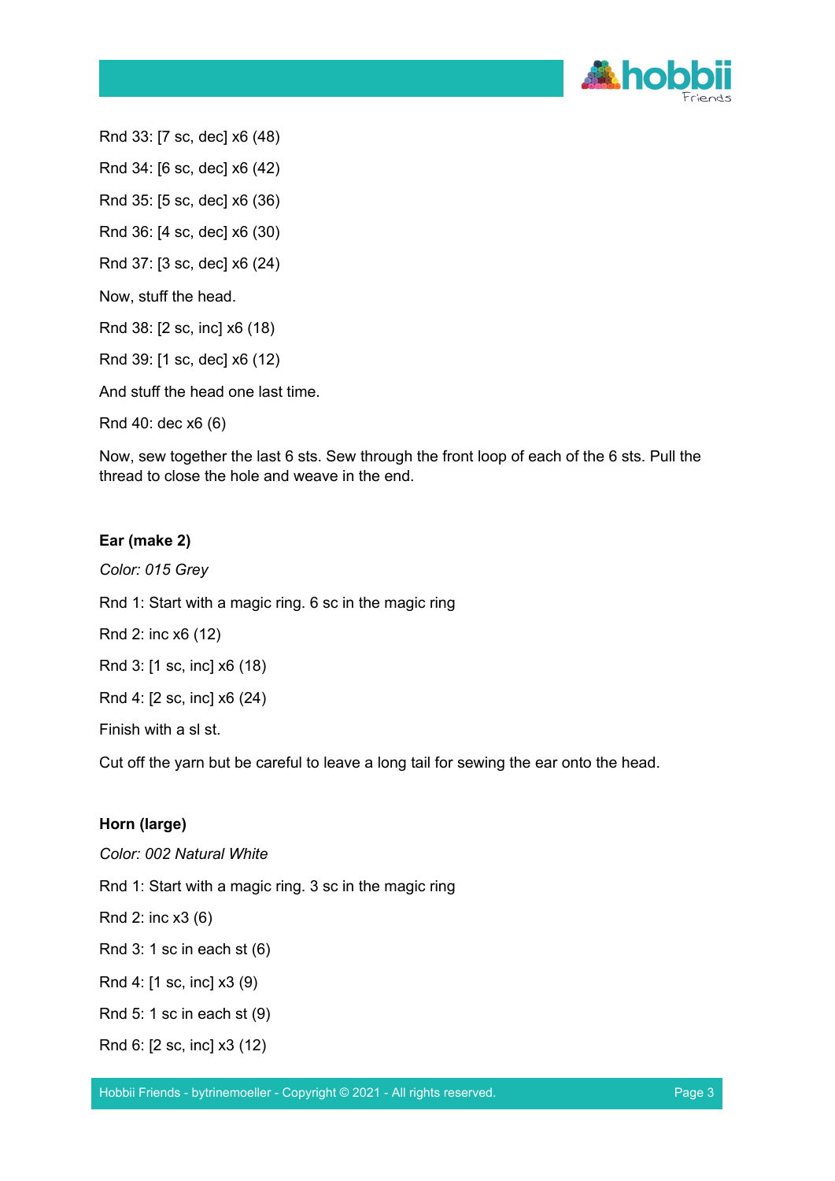Rnd 33: [7 sc, dec] x6 (48)

Rnd 34: [6 sc, dec] x6 (42)

Rnd 35: [5 sc, dec] x6 (36)

Rnd 36: [4 sc, dec] x6 (30)

Rnd 37: [3 sc, dec] x6 (24)

Now, stuff the head.

Rnd 38: [2 sc, inc] x6 (18)

Rnd 39: [1 sc, dec] x6 (12)

And stuff the head one last time.

Rnd 40: dec x6 (6)

Now, sew together the last 6 sts. Sew through the front loop of each of the 6 sts. Pull the thread to close the hole and weave in the end.

**Ear (make 2)**

*Color: 015 Grey*

Rnd 1: Start with a magic ring. 6 sc in the magic ring

Rnd 2: inc x6 (12)

Rnd 3: [1 sc, inc] x6 (18)

Rnd 4: [2 sc, inc] x6 (24)

Finish with a sl st.

Cut off the yarn but be careful to leave a long tail for sewing the ear onto the head.

**Horn (large)**

*Color: 002 Natural White*

Rnd 1: Start with a magic ring. 3 sc in the magic ring

Rnd 2: inc x3 (6)

Rnd 3: 1 sc in each st (6)

Rnd 4: [1 sc, inc] x3 (9)

Rnd 5: 1 sc in each st (9)

Rnd 6: [2 sc, inc] x3 (12)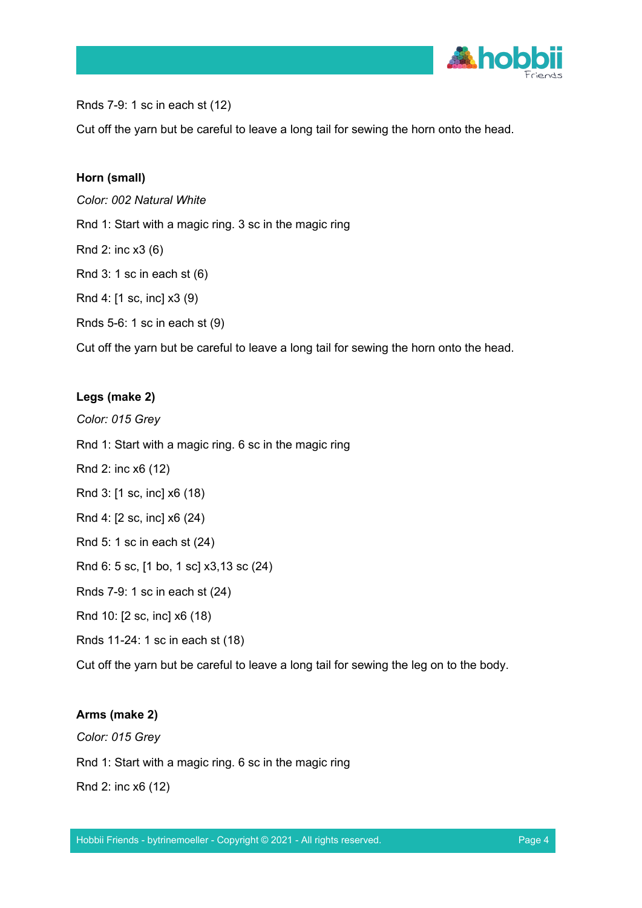Rnds 7-9: 1 sc in each st (12)

Cut off the yarn but be careful to leave a long tail for sewing the horn onto the head.

**Horn (small)**

*Color: 002 Natural White*

Rnd 1: Start with a magic ring. 3 sc in the magic ring

Rnd 2: inc x3 (6)

Rnd 3: 1 sc in each st (6)

Rnd 4: [1 sc, inc] x3 (9)

Rnds 5-6: 1 sc in each st (9)

Cut off the yarn but be careful to leave a long tail for sewing the horn onto the head.

**Legs (make 2)**

*Color: 015 Grey*

Rnd 1: Start with a magic ring. 6 sc in the magic ring

Rnd 2: inc x6 (12)

Rnd 3: [1 sc, inc] x6 (18)

Rnd 4: [2 sc, inc] x6 (24)

Rnd 5: 1 sc in each st (24)

Rnd 6: 5 sc, [1 bo, 1 sc] x3,13 sc (24)

Rnds 7-9: 1 sc in each st (24)

Rnd 10: [2 sc, inc] x6 (18)

Rnds 11-24: 1 sc in each st (18)

Cut off the yarn but be careful to leave a long tail for sewing the leg on to the body.

**Arms (make 2)**

*Color: 015 Grey*

Rnd 1: Start with a magic ring. 6 sc in the magic ring

Rnd 2: inc x6 (12)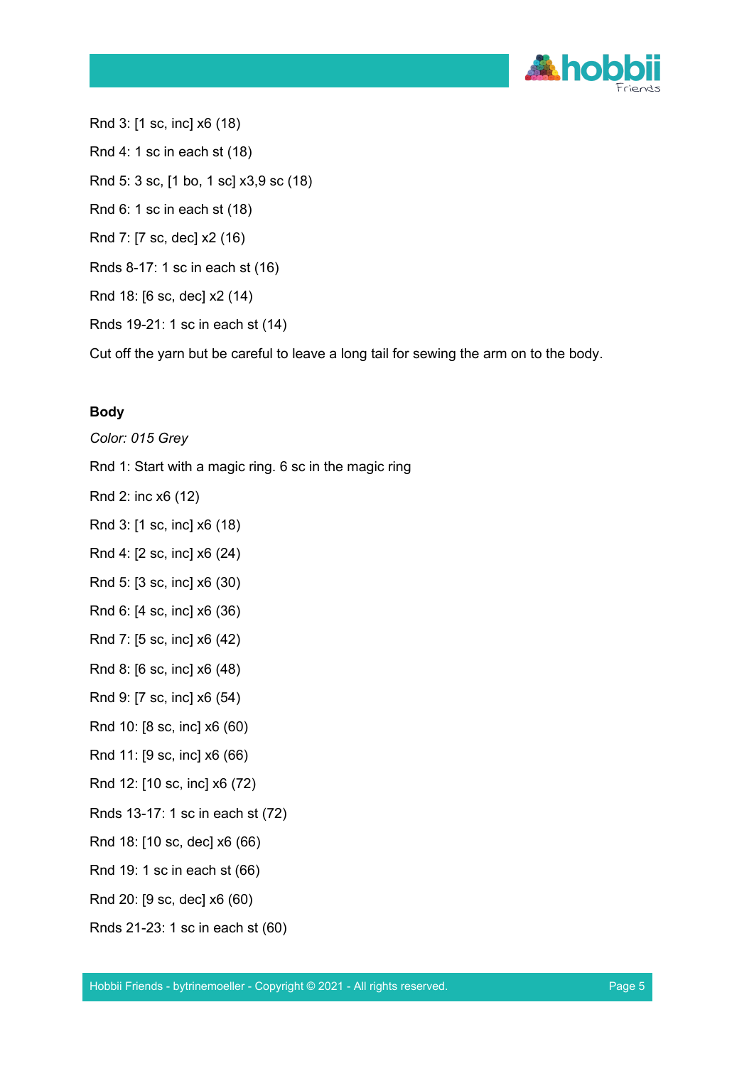Rnd 3: [1 sc, inc] x6 (18)

Rnd 4: 1 sc in each st (18)

Rnd 5: 3 sc, [1 bo, 1 sc] x3,9 sc (18)

Rnd 6: 1 sc in each st (18)

Rnd 7: [7 sc, dec] x2 (16)

Rnds 8-17: 1 sc in each st (16)

Rnd 18: [6 sc, dec] x2 (14)

Rnds 19-21: 1 sc in each st (14)

Cut off the yarn but be careful to leave a long tail for sewing the arm on to the body.

**Body**

*Color: 015 Grey*

Rnd 1: Start with a magic ring. 6 sc in the magic ring

Rnd 2: inc x6 (12)

Rnd 3: [1 sc, inc] x6 (18)

Rnd 4: [2 sc, inc] x6 (24)

Rnd 5: [3 sc, inc] x6 (30)

Rnd 6: [4 sc, inc] x6 (36)

Rnd 7: [5 sc, inc] x6 (42)

Rnd 8: [6 sc, inc] x6 (48)

Rnd 9: [7 sc, inc] x6 (54)

Rnd 10: [8 sc, inc] x6 (60)

Rnd 11: [9 sc, inc] x6 (66)

Rnd 12: [10 sc, inc] x6 (72)

Rnds 13-17: 1 sc in each st (72)

Rnd 18: [10 sc, dec] x6 (66)

Rnd 19: 1 sc in each st (66)

Rnd 20: [9 sc, dec] x6 (60)

Rnds 21-23: 1 sc in each st (60)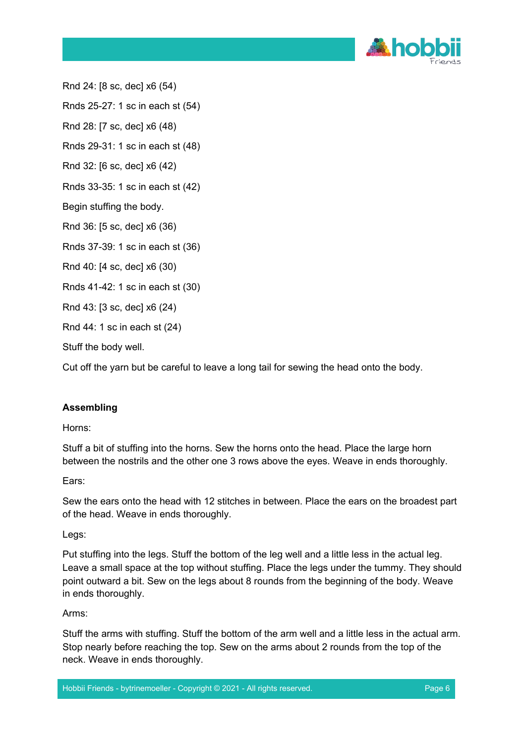Rnd 24: [8 sc, dec] x6 (54)

Rnds 25-27: 1 sc in each st (54)

Rnd 28: [7 sc, dec] x6 (48)

Rnds 29-31: 1 sc in each st (48)

Rnd 32: [6 sc, dec] x6 (42)

Rnds 33-35: 1 sc in each st (42)

Begin stuffing the body.

Rnd 36: [5 sc, dec] x6 (36)

Rnds 37-39: 1 sc in each st (36)

Rnd 40: [4 sc, dec] x6 (30)

Rnds 41-42: 1 sc in each st (30)

Rnd 43: [3 sc, dec] x6 (24)

Rnd 44: 1 sc in each st (24)

Stuff the body well.

Cut off the yarn but be careful to leave a long tail for sewing the head onto the body.

**Assembling**

Horns:

Stuff a bit of stuffing into the horns. Sew the horns onto the head. Place the large horn between the nostrils and the other one 3 rows above the eyes. Weave in ends thoroughly.

Ears:

Sew the ears onto the head with 12 stitches in between. Place the ears on the broadest part of the head. Weave in ends thoroughly.

Legs:

Put stuffing into the legs. Stuff the bottom of the leg well and a little less in the actual leg. Leave a small space at the top without stuffing. Place the legs under the tummy. They should point outward a bit. Sew on the legs about 8 rounds from the beginning of the body. Weave in ends thoroughly.

Arms:

Stuff the arms with stuffing. Stuff the bottom of the arm well and a little less in the actual arm. Stop nearly before reaching the top. Sew on the arms about 2 rounds from the top of the neck. Weave in ends thoroughly.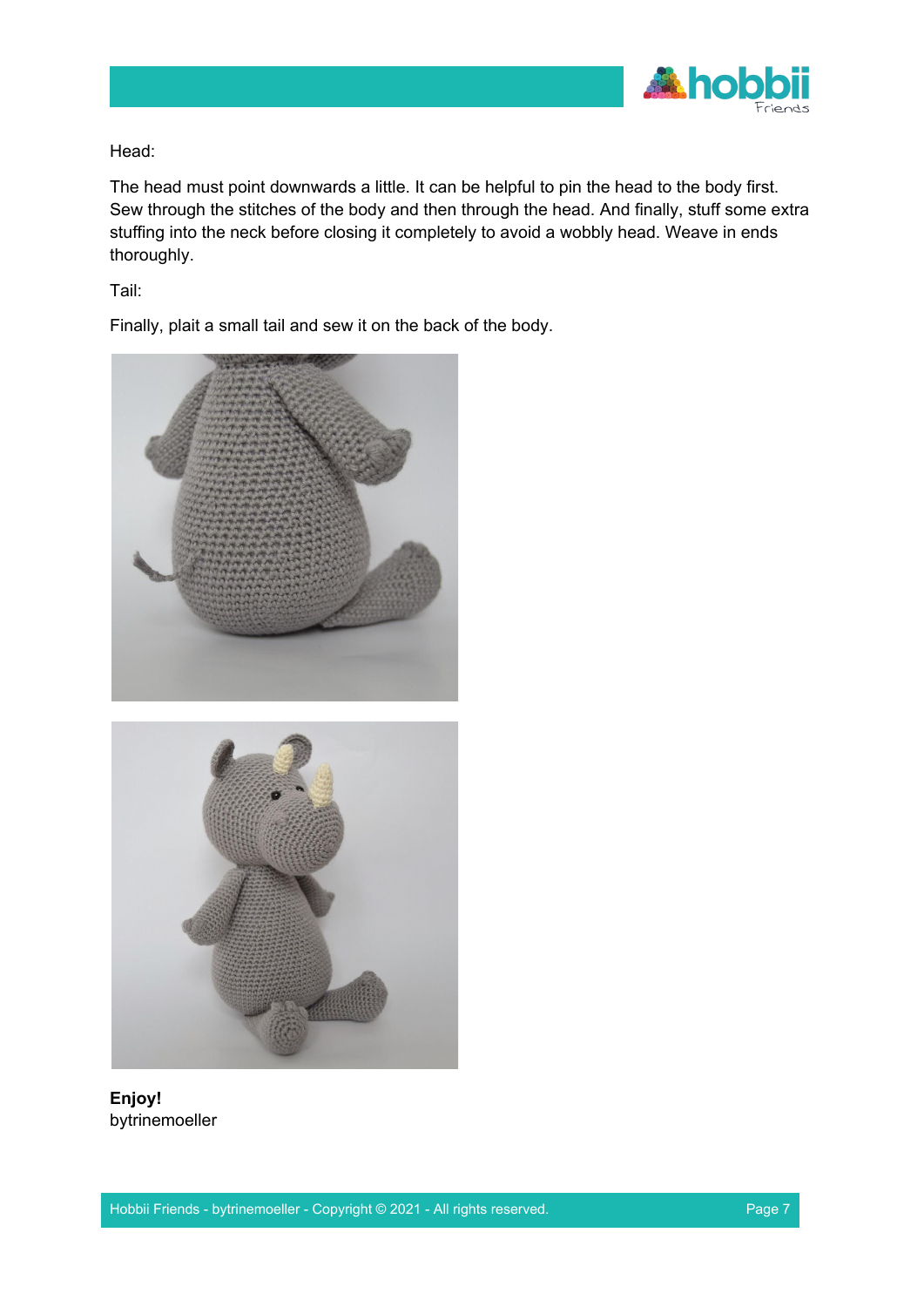Head:

The head must point downwards a little. It can be helpful to pin the head to the body first. Sew through the stitches of the body and then through the head. And finally, stuff some extra stuffing into the neck before closing it completely to avoid a wobbly head. Weave in ends thoroughly.

Tail:

Finally, plait a small tail and sew it on the back of the body.

**Enjoy!**
bytrinemoeller